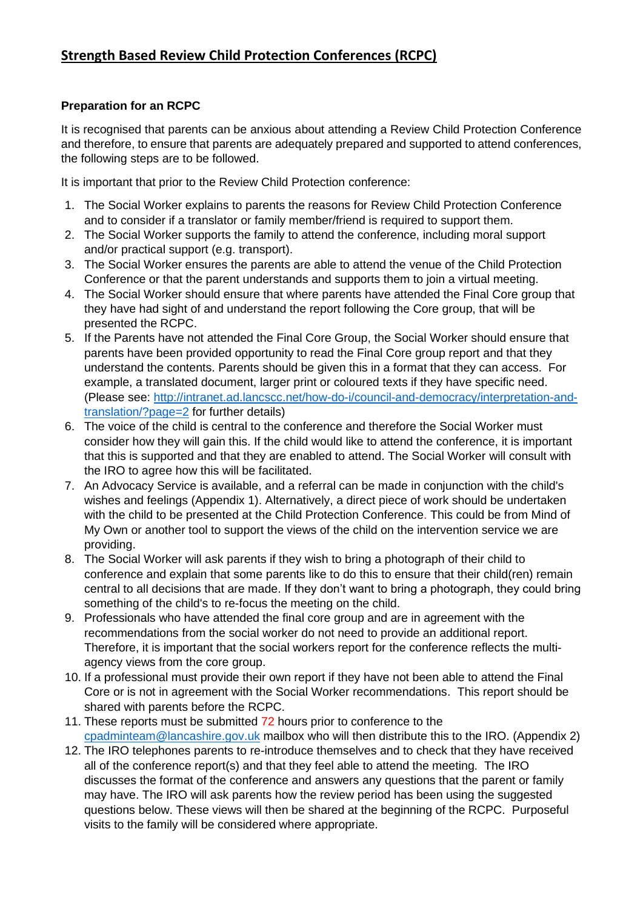# Strength Based Review Child Protection Conferences (RCPC)

**Preparation for an RCPC**

It is recognised that parents can be anxious about attending a Review Child Protection Conference and therefore, to ensure that parents are adequately prepared and supported to attend conferences, the following steps are to be followed.

It is important that prior to the Review Child Protection conference:

1. The Social Worker explains to parents the reasons for Review Child Protection Conference and to consider if a translator or family member/friend is required to support them.
2. The Social Worker supports the family to attend the conference, including moral support and/or practical support (e.g. transport).
3. The Social Worker ensures the parents are able to attend the venue of the Child Protection Conference or that the parent understands and supports them to join a virtual meeting.
4. The Social Worker should ensure that where parents have attended the Final Core group that they have had sight of and understand the report following the Core group, that will be presented the RCPC.
5. If the Parents have not attended the Final Core Group, the Social Worker should ensure that parents have been provided opportunity to read the Final Core group report and that they understand the contents. Parents should be given this in a format that they can access. For example, a translated document, larger print or coloured texts if they have specific need. (Please see: [http://intranet.ad.lancscc.net/how-do-i/council-and-democracy/interpretation-and-translation/?page=2](http://intranet.ad.lancscc.net/how-do-i/council-and-democracy/interpretation-and-translation/?page=2) for further details)
6. The voice of the child is central to the conference and therefore the Social Worker must consider how they will gain this. If the child would like to attend the conference, it is important that this is supported and that they are enabled to attend. The Social Worker will consult with the IRO to agree how this will be facilitated.
7. An Advocacy Service is available, and a referral can be made in conjunction with the child's wishes and feelings (Appendix 1). Alternatively, a direct piece of work should be undertaken with the child to be presented at the Child Protection Conference. This could be from Mind of My Own or another tool to support the views of the child on the intervention service we are providing.
8. The Social Worker will ask parents if they wish to bring a photograph of their child to conference and explain that some parents like to do this to ensure that their child(ren) remain central to all decisions that are made. If they don't want to bring a photograph, they could bring something of the child's to re-focus the meeting on the child.
9. Professionals who have attended the final core group and are in agreement with the recommendations from the social worker do not need to provide an additional report. Therefore, it is important that the social workers report for the conference reflects the multi-agency views from the core group.
10. If a professional must provide their own report if they have not been able to attend the Final Core or is not in agreement with the Social Worker recommendations. This report should be shared with parents before the RCPC.
11. These reports must be submitted 72 hours prior to conference to the [cpadminteam@lancashire.gov.uk](mailto:cpadminteam@lancashire.gov.uk) mailbox who will then distribute this to the IRO. (Appendix 2)
12. The IRO telephones parents to re-introduce themselves and to check that they have received all of the conference report(s) and that they feel able to attend the meeting. The IRO discusses the format of the conference and answers any questions that the parent or family may have. The IRO will ask parents how the review period has been using the suggested questions below. These views will then be shared at the beginning of the RCPC. Purposeful visits to the family will be considered where appropriate.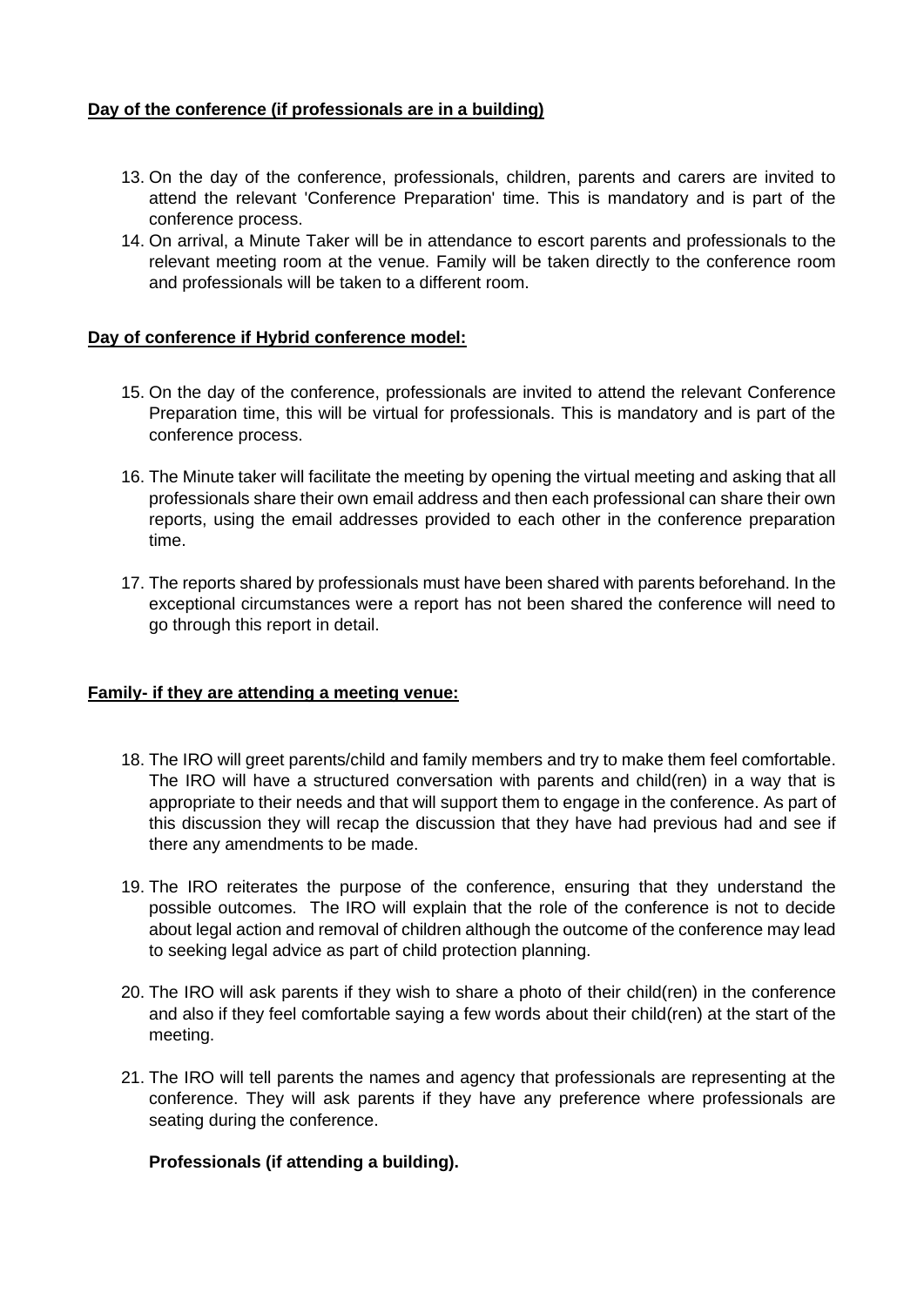**Day of the conference (if professionals are in a building)**

13. On the day of the conference, professionals, children, parents and carers are invited to attend the relevant 'Conference Preparation' time. This is mandatory and is part of the conference process.
14. On arrival, a Minute Taker will be in attendance to escort parents and professionals to the relevant meeting room at the venue. Family will be taken directly to the conference room and professionals will be taken to a different room.

**Day of conference if Hybrid conference model:**

15. On the day of the conference, professionals are invited to attend the relevant Conference Preparation time, this will be virtual for professionals. This is mandatory and is part of the conference process.

16. The Minute taker will facilitate the meeting by opening the virtual meeting and asking that all professionals share their own email address and then each professional can share their own reports, using the email addresses provided to each other in the conference preparation time.

17. The reports shared by professionals must have been shared with parents beforehand. In the exceptional circumstances were a report has not been shared the conference will need to go through this report in detail.

**Family- if they are attending a meeting venue:**

18. The IRO will greet parents/child and family members and try to make them feel comfortable. The IRO will have a structured conversation with parents and child(ren) in a way that is appropriate to their needs and that will support them to engage in the conference. As part of this discussion they will recap the discussion that they have had previous had and see if there any amendments to be made.

19. The IRO reiterates the purpose of the conference, ensuring that they understand the possible outcomes. The IRO will explain that the role of the conference is not to decide about legal action and removal of children although the outcome of the conference may lead to seeking legal advice as part of child protection planning.

20. The IRO will ask parents if they wish to share a photo of their child(ren) in the conference and also if they feel comfortable saying a few words about their child(ren) at the start of the meeting.

21. The IRO will tell parents the names and agency that professionals are representing at the conference. They will ask parents if they have any preference where professionals are seating during the conference.

**Professionals (if attending a building).**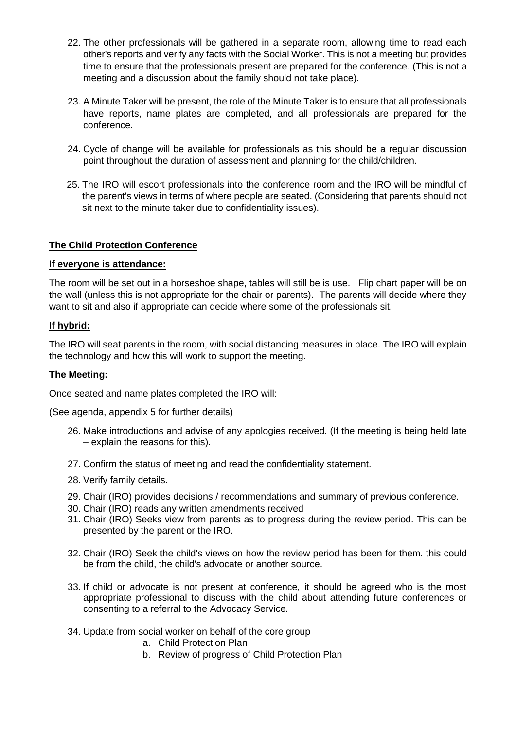22. The other professionals will be gathered in a separate room, allowing time to read each other's reports and verify any facts with the Social Worker. This is not a meeting but provides time to ensure that the professionals present are prepared for the conference. (This is not a meeting and a discussion about the family should not take place).

23. A Minute Taker will be present, the role of the Minute Taker is to ensure that all professionals have reports, name plates are completed, and all professionals are prepared for the conference.

24. Cycle of change will be available for professionals as this should be a regular discussion point throughout the duration of assessment and planning for the child/children.

25. The IRO will escort professionals into the conference room and the IRO will be mindful of the parent's views in terms of where people are seated. (Considering that parents should not sit next to the minute taker due to confidentiality issues).

**The Child Protection Conference**

**If everyone is attendance:**

The room will be set out in a horseshoe shape, tables will still be is use. Flip chart paper will be on the wall (unless this is not appropriate for the chair or parents). The parents will decide where they want to sit and also if appropriate can decide where some of the professionals sit.

**If hybrid:**

The IRO will seat parents in the room, with social distancing measures in place. The IRO will explain the technology and how this will work to support the meeting.

**The Meeting:**

Once seated and name plates completed the IRO will:

(See agenda, appendix 5 for further details)

26. Make introductions and advise of any apologies received. (If the meeting is being held late – explain the reasons for this).

27. Confirm the status of meeting and read the confidentiality statement.

28. Verify family details.

29. Chair (IRO) provides decisions / recommendations and summary of previous conference.
30. Chair (IRO) reads any written amendments received
31. Chair (IRO) Seeks view from parents as to progress during the review period. This can be presented by the parent or the IRO.

32. Chair (IRO) Seek the child's views on how the review period has been for them. this could be from the child, the child's advocate or another source.

33. If child or advocate is not present at conference, it should be agreed who is the most appropriate professional to discuss with the child about attending future conferences or consenting to a referral to the Advocacy Service.

34. Update from social worker on behalf of the core group
    a. Child Protection Plan
    b. Review of progress of Child Protection Plan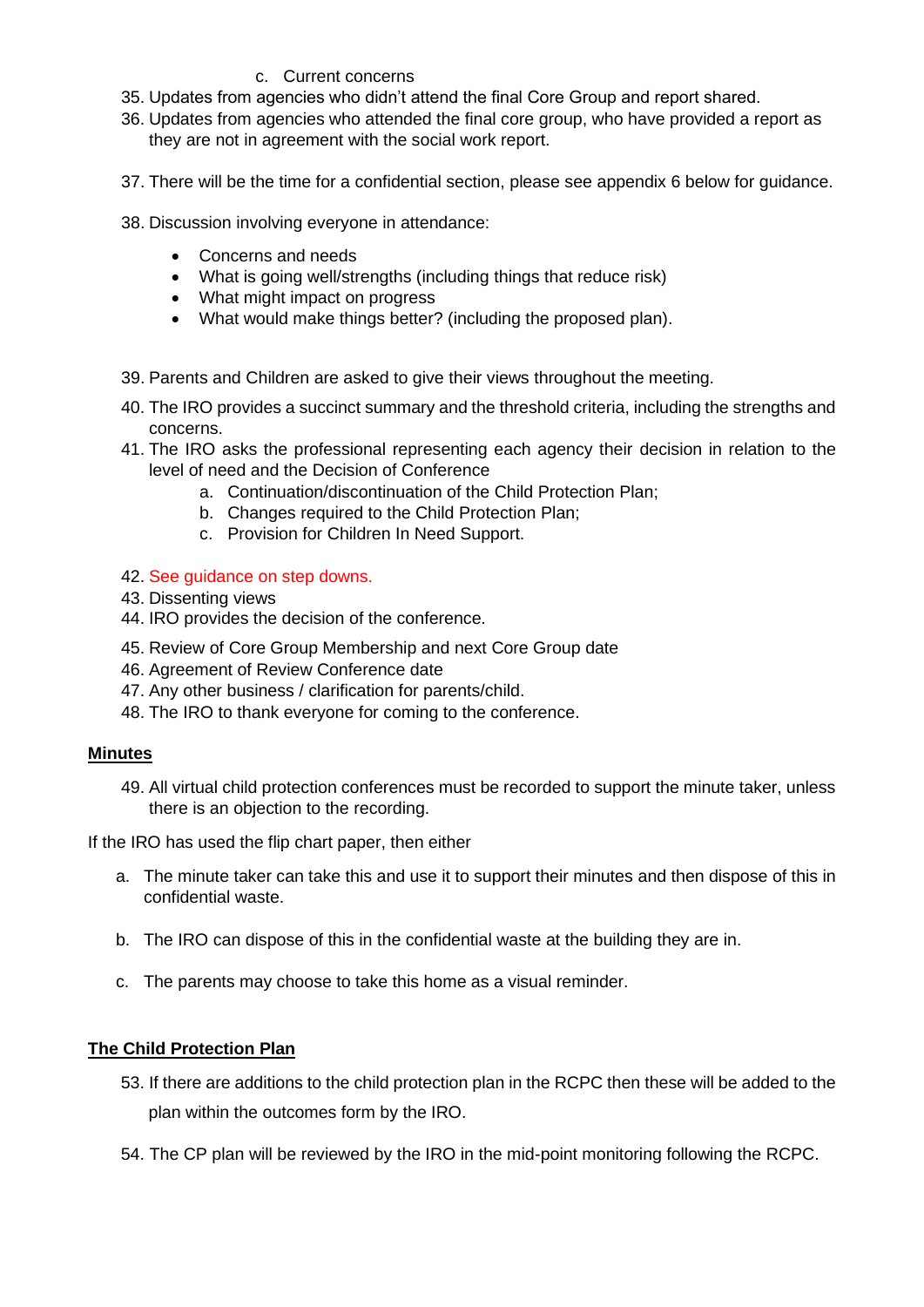c. Current concerns

35. Updates from agencies who didn't attend the final Core Group and report shared.
36. Updates from agencies who attended the final core group, who have provided a report as they are not in agreement with the social work report.

37. There will be the time for a confidential section, please see appendix 6 below for guidance.

38. Discussion involving everyone in attendance:

    - Concerns and needs
    - What is going well/strengths (including things that reduce risk)
    - What might impact on progress
    - What would make things better? (including the proposed plan).

39. Parents and Children are asked to give their views throughout the meeting.
40. The IRO provides a succinct summary and the threshold criteria, including the strengths and concerns.
41. The IRO asks the professional representing each agency their decision in relation to the level of need and the Decision of Conference
    a. Continuation/discontinuation of the Child Protection Plan;
    b. Changes required to the Child Protection Plan;
    c. Provision for Children In Need Support.

42. See guidance on step downs.
43. Dissenting views
44. IRO provides the decision of the conference.

45. Review of Core Group Membership and next Core Group date
46. Agreement of Review Conference date
47. Any other business / clarification for parents/child.
48. The IRO to thank everyone for coming to the conference.

**Minutes**

49. All virtual child protection conferences must be recorded to support the minute taker, unless there is an objection to the recording.

If the IRO has used the flip chart paper, then either

a. The minute taker can take this and use it to support their minutes and then dispose of this in confidential waste.

b. The IRO can dispose of this in the confidential waste at the building they are in.

c. The parents may choose to take this home as a visual reminder.

**The Child Protection Plan**

53. If there are additions to the child protection plan in the RCPC then these will be added to the plan within the outcomes form by the IRO.

54. The CP plan will be reviewed by the IRO in the mid-point monitoring following the RCPC.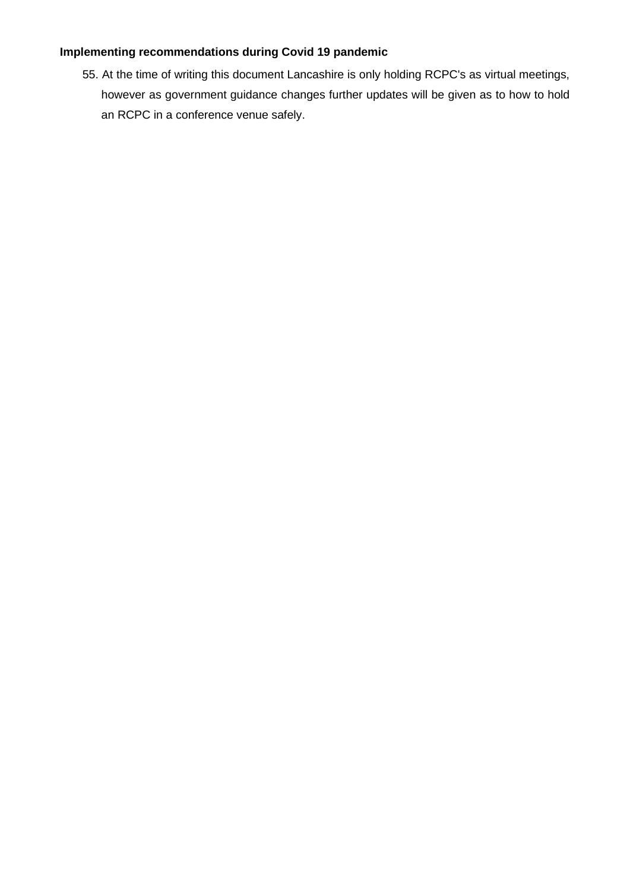**Implementing recommendations during Covid 19 pandemic**

55. At the time of writing this document Lancashire is only holding RCPC's as virtual meetings, however as government guidance changes further updates will be given as to how to hold an RCPC in a conference venue safely.